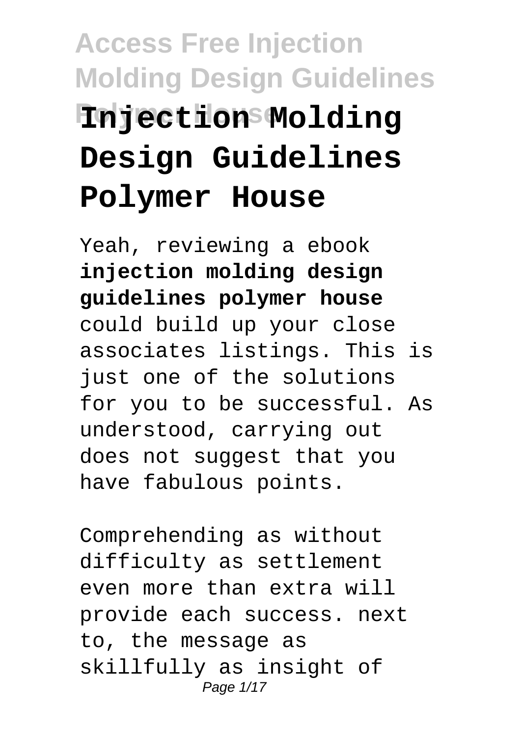# Injection Molding Design Guidelines Polymer House

Yeah, reviewing a ebook **injection molding design guidelines polymer house** could build up your close associates listings. This is just one of the solutions for you to be successful. As understood, carrying out does not suggest that you have fabulous points.

Comprehending as without difficulty as settlement even more than extra will provide each success. next to, the message as skillfully as insight of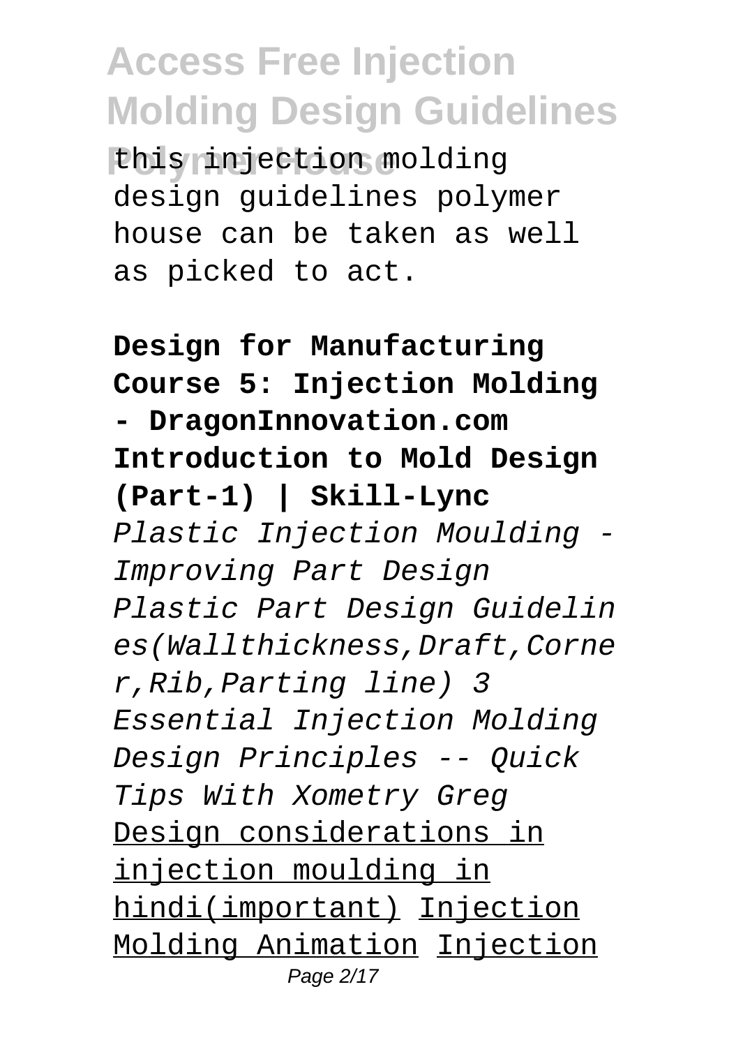this injection molding design guidelines polymer house can be taken as well as picked to act.

**Design for Manufacturing Course 5: Injection Molding - DragonInnovation.com** **Introduction to Mold Design (Part-1) | Skill-Lync** *Plastic Injection Moulding - Improving Part Design* *Plastic Part Design Guidelines(Wallthickness,Draft,Corner,Rib,Parting line)* *3 Essential Injection Molding Design Principles -- Quick Tips With Xometry Greg* Design considerations in injection moulding in hindi(important) Injection Molding Animation Injection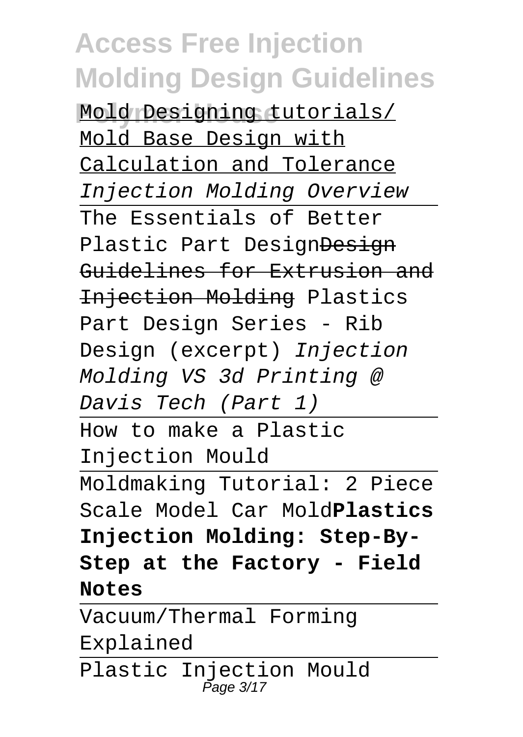Mold Designing tutorials/ Mold Base Design with Calculation and Tolerance *Injection Molding Overview*

The Essentials of Better Plastic Part Design ~~Design Guidelines for Extrusion and Injection Molding~~ Plastics Part Design Series - Rib Design (excerpt) *Injection Molding VS 3d Printing @ Davis Tech (Part 1)*

How to make a Plastic Injection Mould

Moldmaking Tutorial: 2 Piece Scale Model Car Mold **Plastics Injection Molding: Step-By-Step at the Factory - Field Notes**

Vacuum/Thermal Forming Explained

Plastic Injection Mould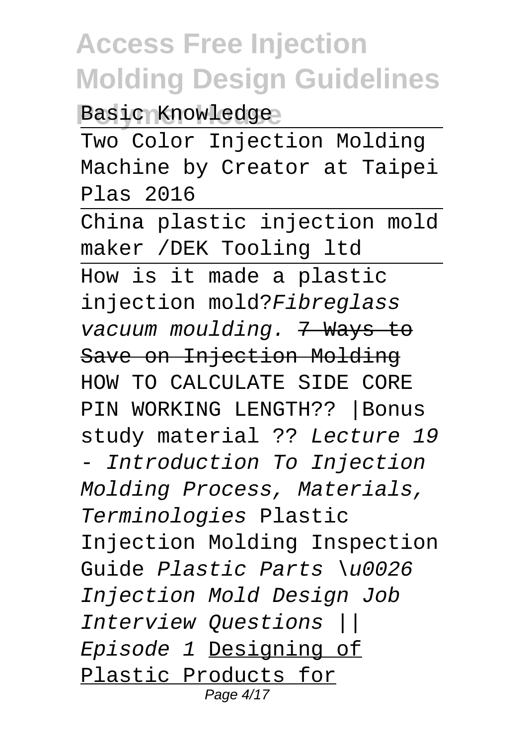Basic Knowledge

Two Color Injection Molding Machine by Creator at Taipei Plas 2016

China plastic injection mold maker /DEK Tooling ltd

How is it made a plastic injection mold?*Fibreglass vacuum moulding.* ~~7 Ways to Save on Injection Molding~~ HOW TO CALCULATE SIDE CORE PIN WORKING LENGTH?? |Bonus study material ?? *Lecture 19 - Introduction To Injection Molding Process, Materials, Terminologies* Plastic Injection Molding Inspection Guide *Plastic Parts \u0026 Injection Mold Design Job Interview Questions || Episode 1* Designing of Plastic Products for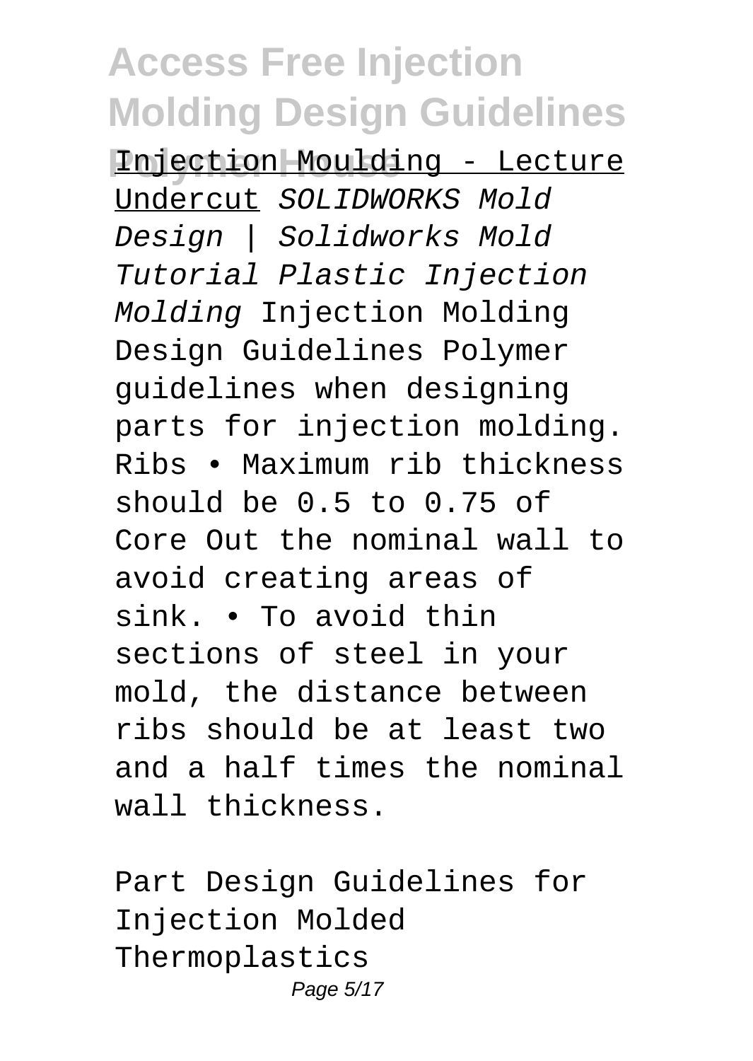Injection Moulding - Lecture Undercut *SOLIDWORKS Mold Design | Solidworks Mold Tutorial Plastic Injection Molding* Injection Molding Design Guidelines Polymer guidelines when designing parts for injection molding. Ribs • Maximum rib thickness should be 0.5 to 0.75 of Core Out the nominal wall to avoid creating areas of sink. • To avoid thin sections of steel in your mold, the distance between ribs should be at least two and a half times the nominal wall thickness.

Part Design Guidelines for Injection Molded Thermoplastics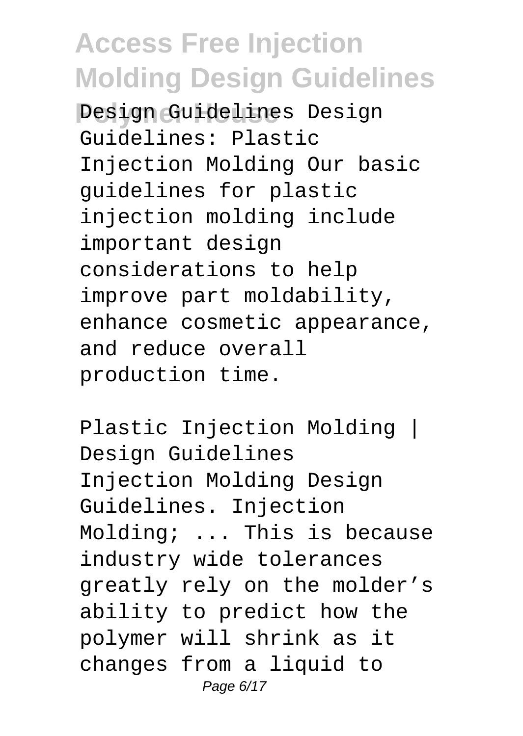Design Guidelines Design Guidelines: Plastic Injection Molding Our basic guidelines for plastic injection molding include important design considerations to help improve part moldability, enhance cosmetic appearance, and reduce overall production time.

Plastic Injection Molding | Design Guidelines
Injection Molding Design Guidelines. Injection Molding; ... This is because industry wide tolerances greatly rely on the molder's ability to predict how the polymer will shrink as it changes from a liquid to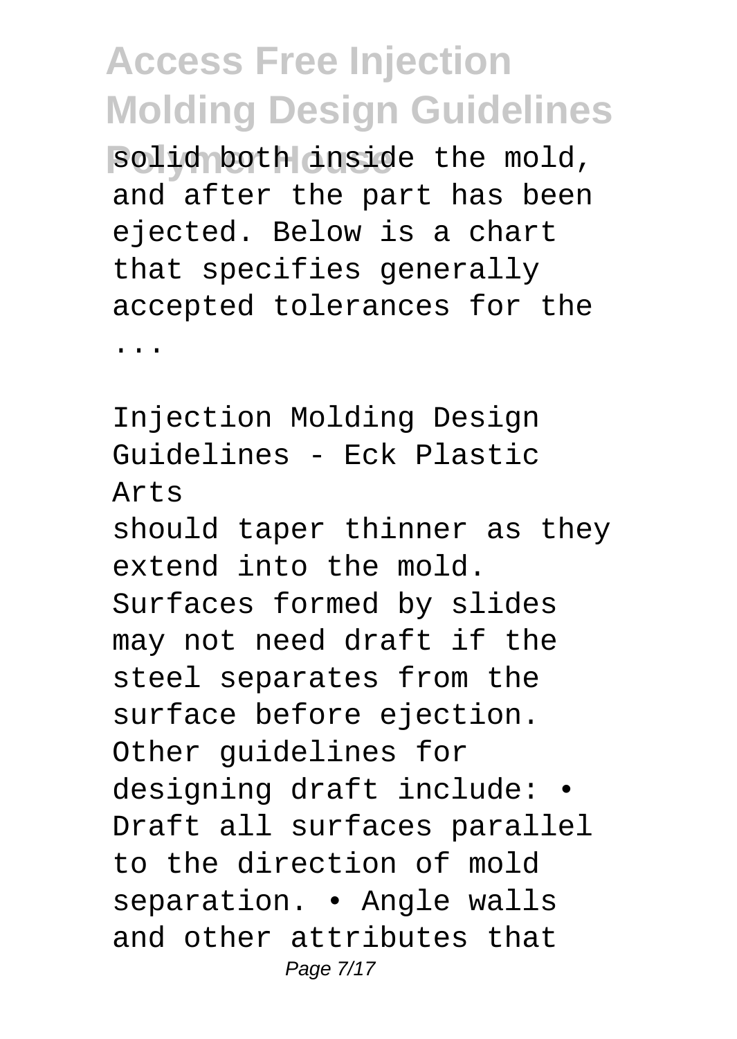solid both inside the mold, and after the part has been ejected. Below is a chart that specifies generally accepted tolerances for the ...

Injection Molding Design Guidelines - Eck Plastic Arts

should taper thinner as they extend into the mold. Surfaces formed by slides may not need draft if the steel separates from the surface before ejection. Other guidelines for designing draft include: • Draft all surfaces parallel to the direction of mold separation. • Angle walls and other attributes that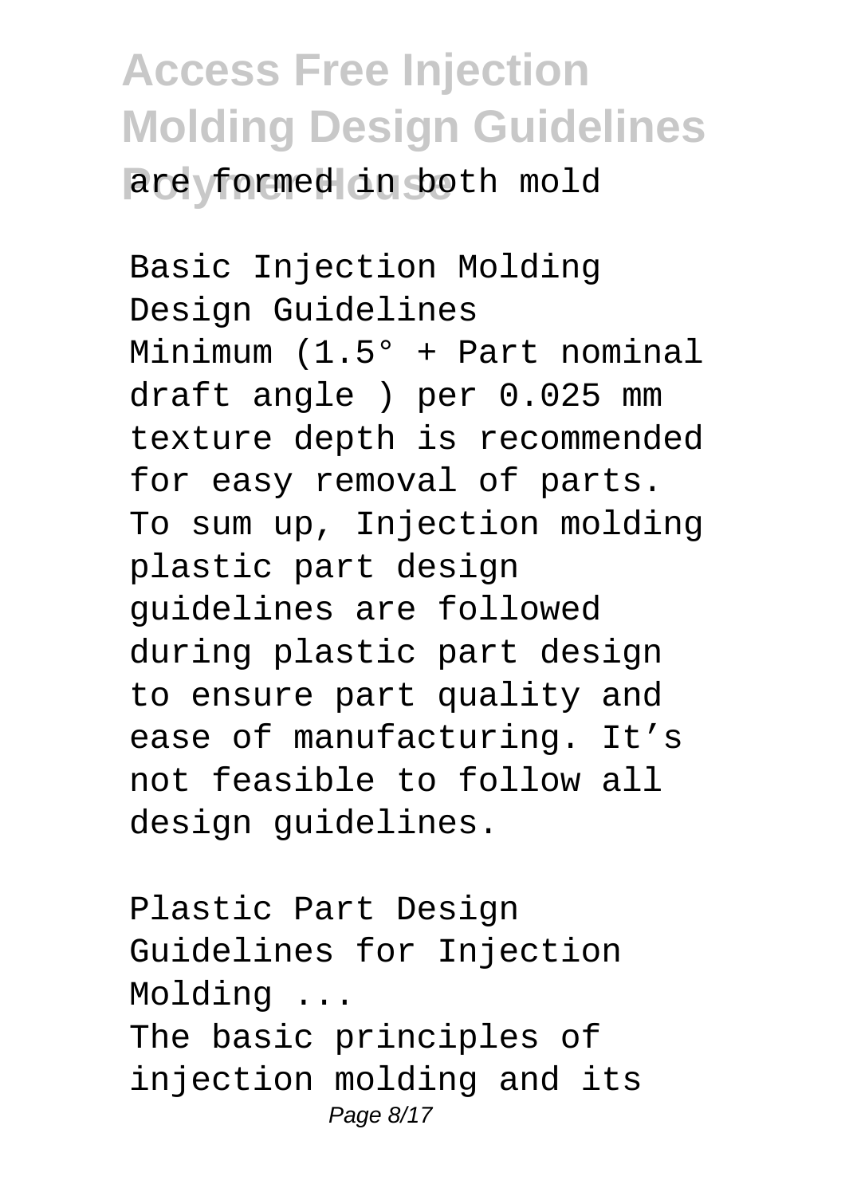are formed in both mold

Basic Injection Molding Design Guidelines

Minimum (1.5° + Part nominal draft angle ) per 0.025 mm texture depth is recommended for easy removal of parts. To sum up, Injection molding plastic part design guidelines are followed during plastic part design to ensure part quality and ease of manufacturing. It's not feasible to follow all design guidelines.

Plastic Part Design Guidelines for Injection Molding ...

The basic principles of injection molding and its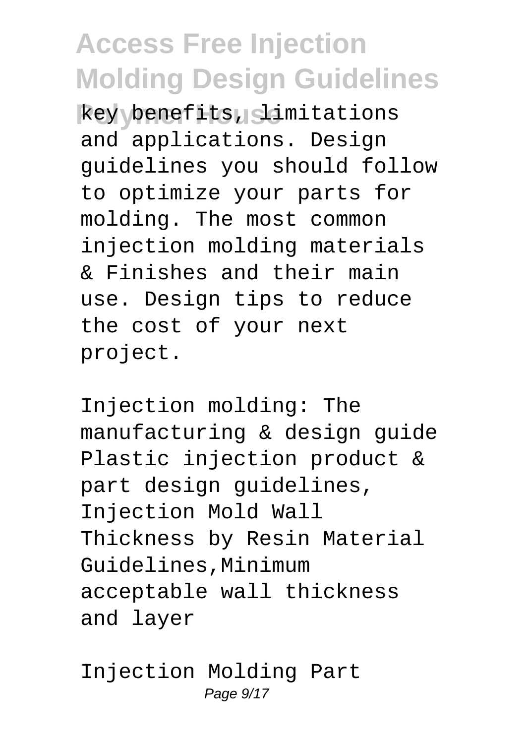key benefits, limitations and applications. Design guidelines you should follow to optimize your parts for molding. The most common injection molding materials & Finishes and their main use. Design tips to reduce the cost of your next project.

Injection molding: The manufacturing & design guide Plastic injection product & part design guidelines, Injection Mold Wall Thickness by Resin Material Guidelines,Minimum acceptable wall thickness and layer

Injection Molding Part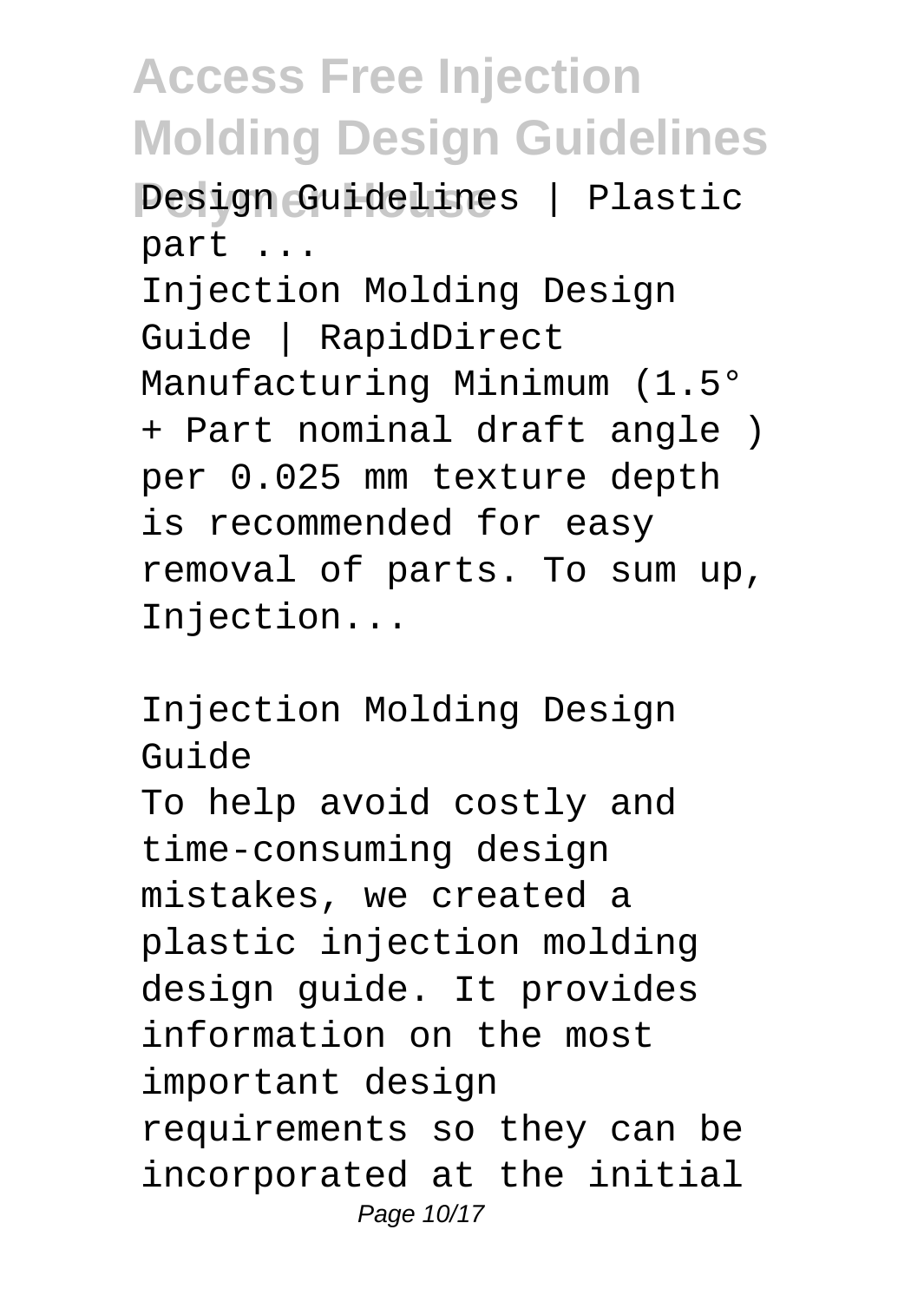Design Guidelines | Plastic part ...

Injection Molding Design Guide | RapidDirect Manufacturing Minimum (1.5° + Part nominal draft angle ) per 0.025 mm texture depth is recommended for easy removal of parts. To sum up, Injection...

Injection Molding Design Guide

To help avoid costly and time-consuming design mistakes, we created a plastic injection molding design guide. It provides information on the most important design requirements so they can be incorporated at the initial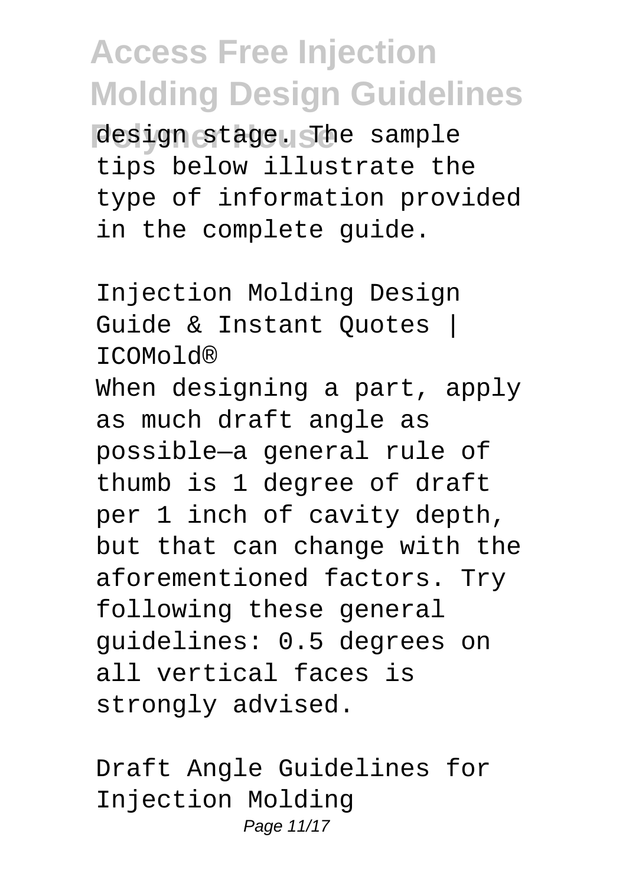design stage. The sample tips below illustrate the type of information provided in the complete guide.

Injection Molding Design Guide & Instant Quotes | ICOMold®

When designing a part, apply as much draft angle as possible—a general rule of thumb is 1 degree of draft per 1 inch of cavity depth, but that can change with the aforementioned factors. Try following these general guidelines: 0.5 degrees on all vertical faces is strongly advised.

Draft Angle Guidelines for Injection Molding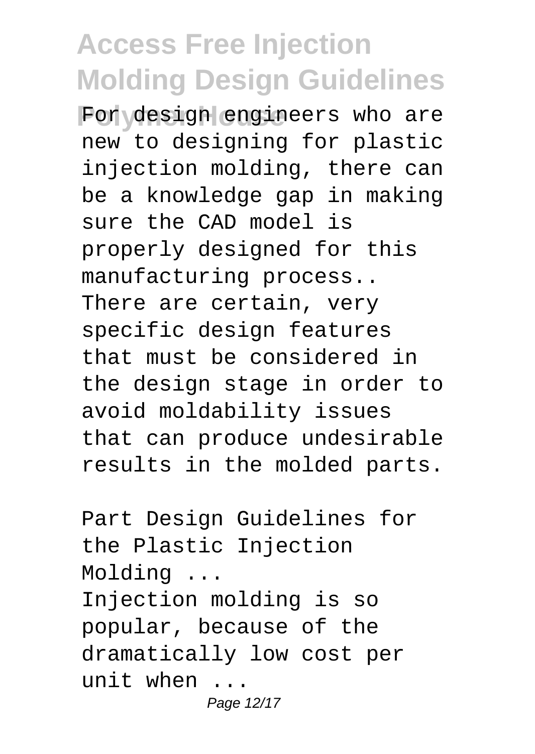For design engineers who are new to designing for plastic injection molding, there can be a knowledge gap in making sure the CAD model is properly designed for this manufacturing process.. There are certain, very specific design features that must be considered in the design stage in order to avoid moldability issues that can produce undesirable results in the molded parts.

Part Design Guidelines for the Plastic Injection Molding ...

Injection molding is so popular, because of the dramatically low cost per unit when ...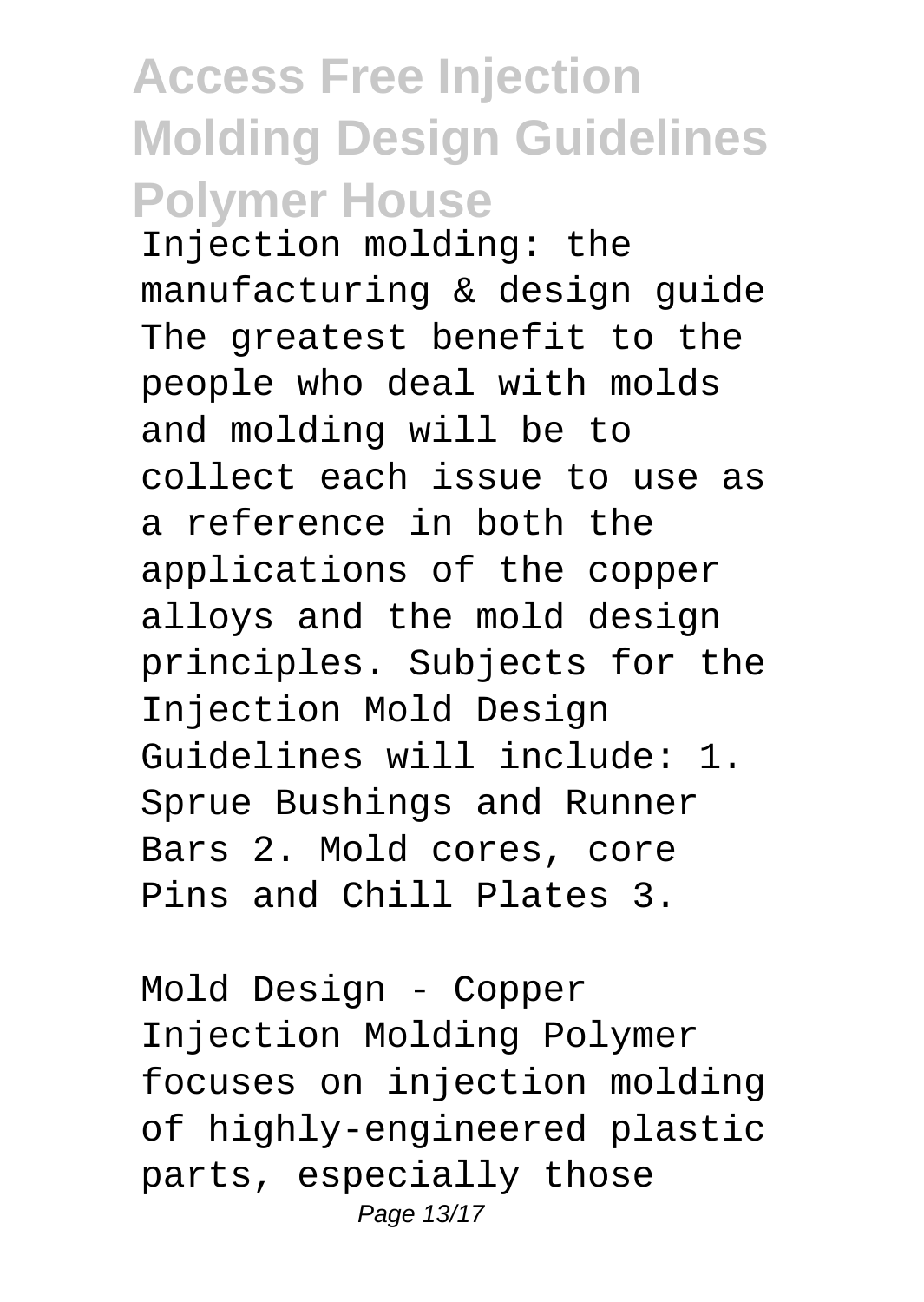Injection molding: the manufacturing & design guide The greatest benefit to the people who deal with molds and molding will be to collect each issue to use as a reference in both the applications of the copper alloys and the mold design principles. Subjects for the Injection Mold Design Guidelines will include: 1. Sprue Bushings and Runner Bars 2. Mold cores, core Pins and Chill Plates 3.

Mold Design - Copper
Injection Molding Polymer focuses on injection molding of highly-engineered plastic parts, especially those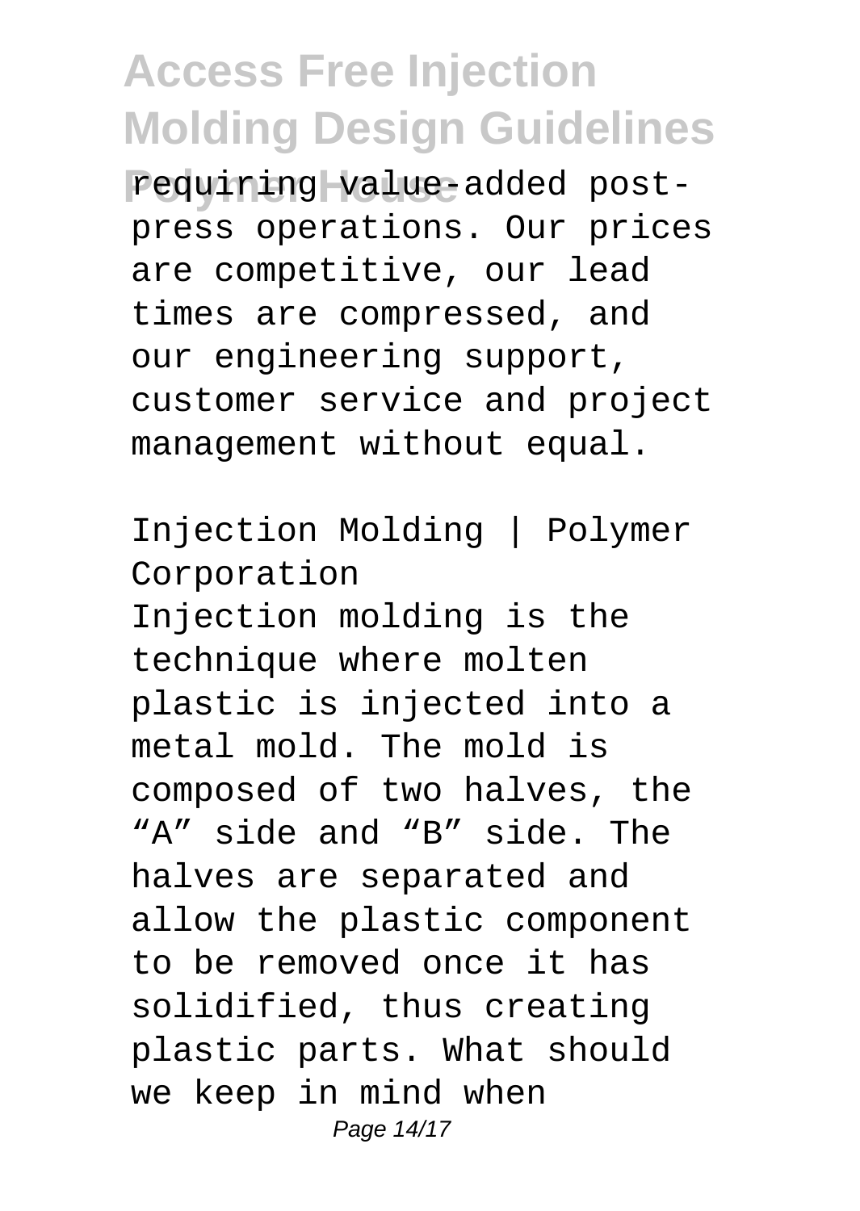requiring value-added post-press operations. Our prices are competitive, our lead times are compressed, and our engineering support, customer service and project management without equal.

Injection Molding | Polymer Corporation

Injection molding is the technique where molten plastic is injected into a metal mold. The mold is composed of two halves, the "A" side and "B" side. The halves are separated and allow the plastic component to be removed once it has solidified, thus creating plastic parts. What should we keep in mind when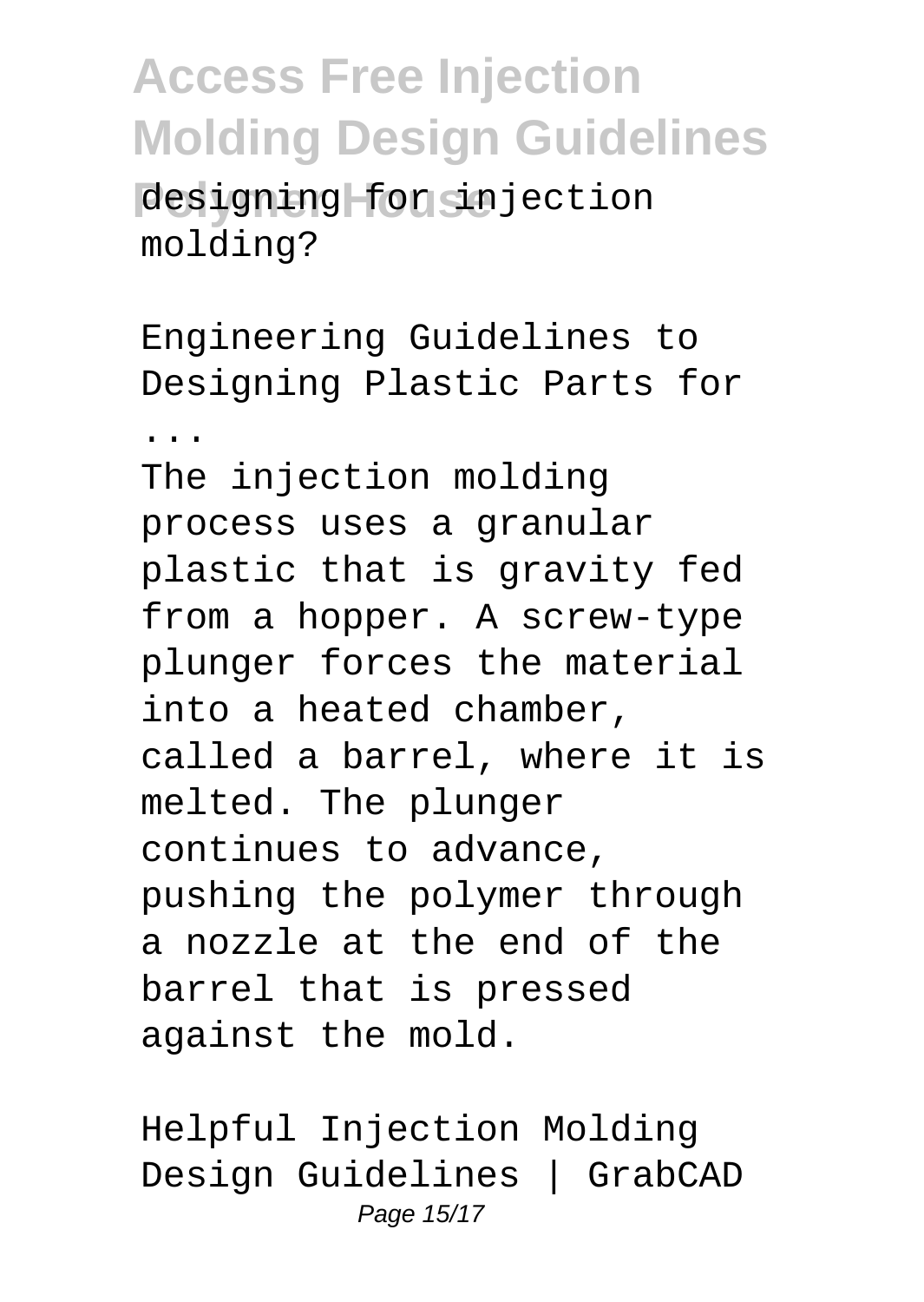designing for injection molding?

Engineering Guidelines to Designing Plastic Parts for ...

The injection molding process uses a granular plastic that is gravity fed from a hopper. A screw-type plunger forces the material into a heated chamber, called a barrel, where it is melted. The plunger continues to advance, pushing the polymer through a nozzle at the end of the barrel that is pressed against the mold.

Helpful Injection Molding Design Guidelines | GrabCAD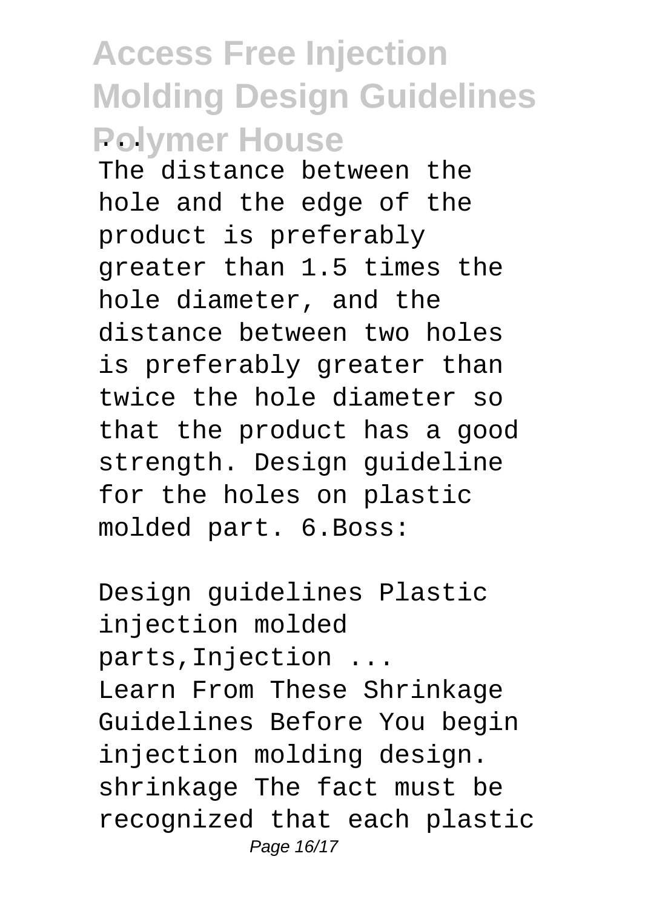The distance between the hole and the edge of the product is preferably greater than 1.5 times the hole diameter, and the distance between two holes is preferably greater than twice the hole diameter so that the product has a good strength. Design guideline for the holes on plastic molded part. 6.Boss:

Design guidelines Plastic injection molded parts,Injection ...

Learn From These Shrinkage Guidelines Before You begin injection molding design. shrinkage The fact must be recognized that each plastic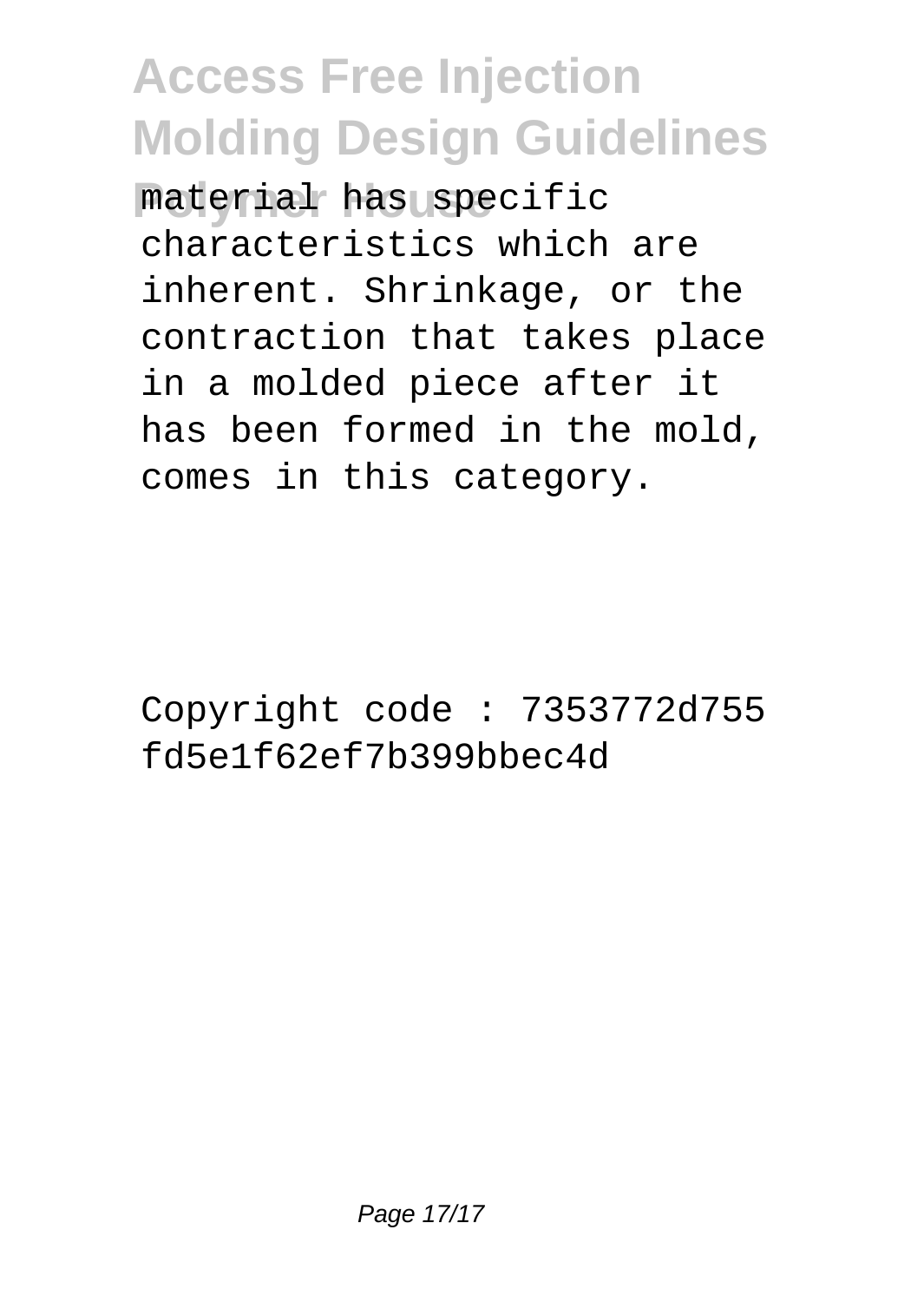material has specific characteristics which are inherent. Shrinkage, or the contraction that takes place in a molded piece after it has been formed in the mold, comes in this category.

Copyright code : 7353772d755fd5e1f62ef7b399bbec4d